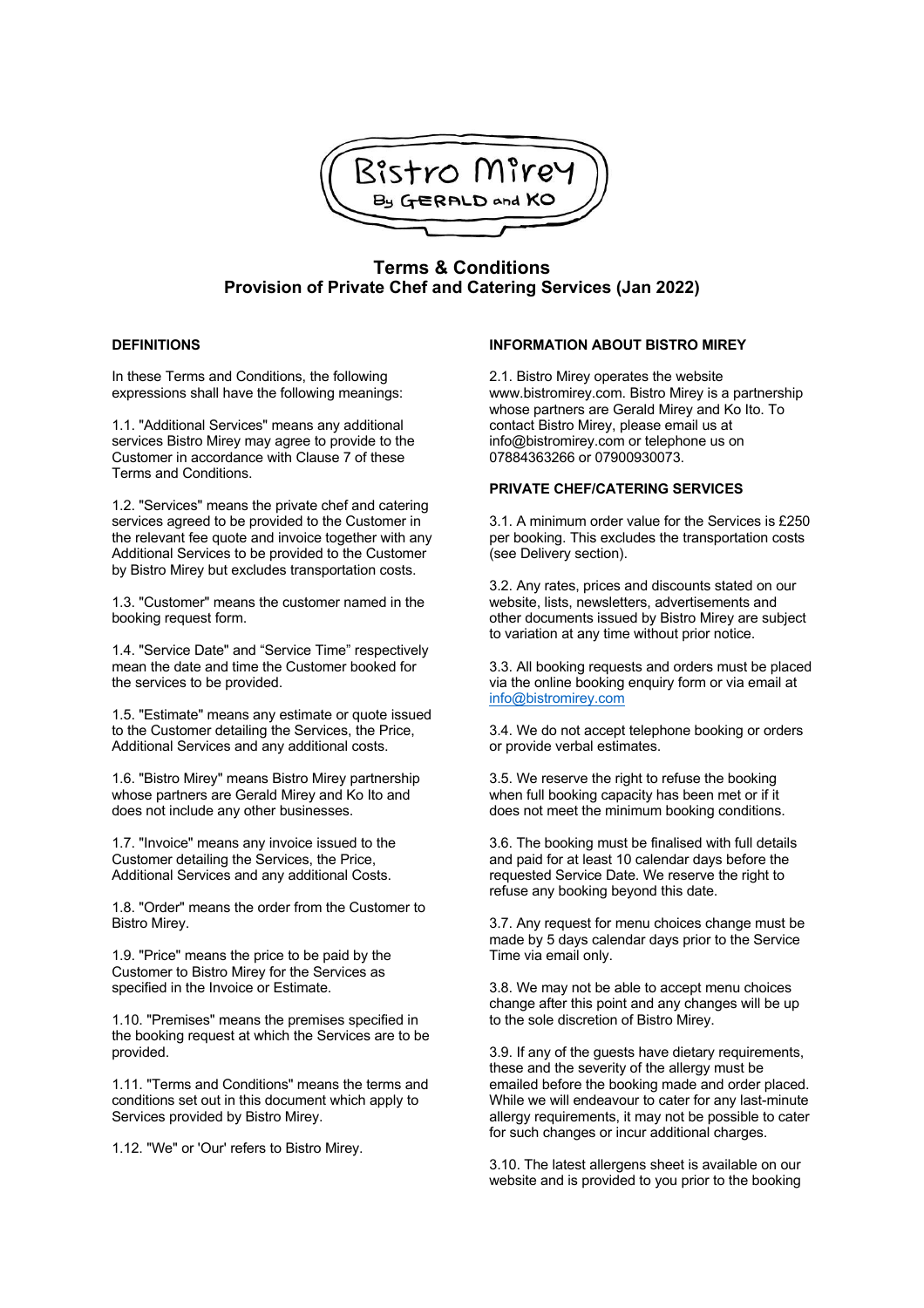# Terms & Conditions
## Provision of Private Chef and Catering Services (Jan 2022)

**DEFINITIONS**

In these Terms and Conditions, the following expressions shall have the following meanings:

1.1. "Additional Services" means any additional services Bistro Mirey may agree to provide to the Customer in accordance with Clause 7 of these Terms and Conditions.

1.2. "Services" means the private chef and catering services agreed to be provided to the Customer in the relevant fee quote and invoice together with any Additional Services to be provided to the Customer by Bistro Mirey but excludes transportation costs.

1.3. "Customer" means the customer named in the booking request form.

1.4. "Service Date" and "Service Time" respectively mean the date and time the Customer booked for the services to be provided.

1.5. "Estimate" means any estimate or quote issued to the Customer detailing the Services, the Price, Additional Services and any additional costs.

1.6. "Bistro Mirey" means Bistro Mirey partnership whose partners are Gerald Mirey and Ko Ito and does not include any other businesses.

1.7. "Invoice" means any invoice issued to the Customer detailing the Services, the Price, Additional Services and any additional Costs.

1.8. "Order" means the order from the Customer to Bistro Mirey.

1.9. "Price" means the price to be paid by the Customer to Bistro Mirey for the Services as specified in the Invoice or Estimate.

1.10. "Premises" means the premises specified in the booking request at which the Services are to be provided.

1.11. "Terms and Conditions" means the terms and conditions set out in this document which apply to Services provided by Bistro Mirey.

1.12. "We" or 'Our' refers to Bistro Mirey.

**INFORMATION ABOUT BISTRO MIREY**

2.1. Bistro Mirey operates the website www.bistromirey.com. Bistro Mirey is a partnership whose partners are Gerald Mirey and Ko Ito. To contact Bistro Mirey, please email us at info@bistromirey.com or telephone us on 07884363266 or 07900930073.

**PRIVATE CHEF/CATERING SERVICES**

3.1. A minimum order value for the Services is £250 per booking. This excludes the transportation costs (see Delivery section).

3.2. Any rates, prices and discounts stated on our website, lists, newsletters, advertisements and other documents issued by Bistro Mirey are subject to variation at any time without prior notice.

3.3. All booking requests and orders must be placed via the online booking enquiry form or via email at info@bistromirey.com

3.4. We do not accept telephone booking or orders or provide verbal estimates.

3.5. We reserve the right to refuse the booking when full booking capacity has been met or if it does not meet the minimum booking conditions.

3.6. The booking must be finalised with full details and paid for at least 10 calendar days before the requested Service Date. We reserve the right to refuse any booking beyond this date.

3.7. Any request for menu choices change must be made by 5 days calendar days prior to the Service Time via email only.

3.8. We may not be able to accept menu choices change after this point and any changes will be up to the sole discretion of Bistro Mirey.

3.9. If any of the guests have dietary requirements, these and the severity of the allergy must be emailed before the booking made and order placed. While we will endeavour to cater for any last-minute allergy requirements, it may not be possible to cater for such changes or incur additional charges.

3.10. The latest allergens sheet is available on our website and is provided to you prior to the booking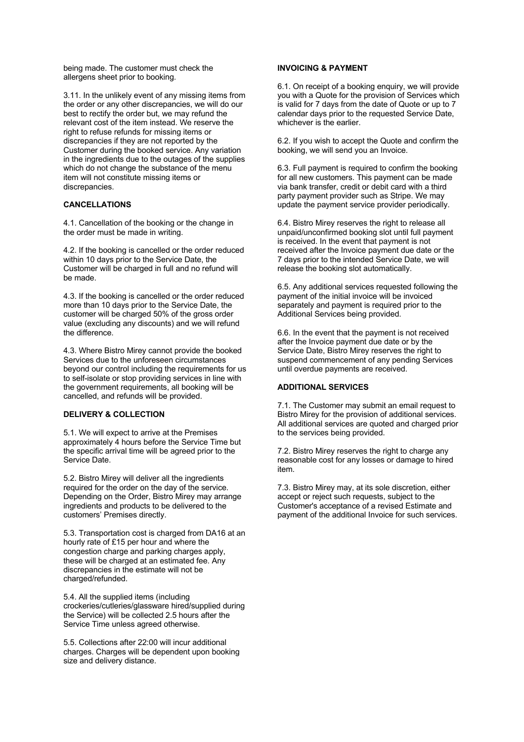being made. The customer must check the allergens sheet prior to booking.

3.11. In the unlikely event of any missing items from the order or any other discrepancies, we will do our best to rectify the order but, we may refund the relevant cost of the item instead. We reserve the right to refuse refunds for missing items or discrepancies if they are not reported by the Customer during the booked service. Any variation in the ingredients due to the outages of the supplies which do not change the substance of the menu item will not constitute missing items or discrepancies.

**CANCELLATIONS**

4.1. Cancellation of the booking or the change in the order must be made in writing.

4.2. If the booking is cancelled or the order reduced within 10 days prior to the Service Date, the Customer will be charged in full and no refund will be made.

4.3. If the booking is cancelled or the order reduced more than 10 days prior to the Service Date, the customer will be charged 50% of the gross order value (excluding any discounts) and we will refund the difference.

4.3. Where Bistro Mirey cannot provide the booked Services due to the unforeseen circumstances beyond our control including the requirements for us to self-isolate or stop providing services in line with the government requirements, all booking will be cancelled, and refunds will be provided.

**DELIVERY & COLLECTION**

5.1. We will expect to arrive at the Premises approximately 4 hours before the Service Time but the specific arrival time will be agreed prior to the Service Date.

5.2. Bistro Mirey will deliver all the ingredients required for the order on the day of the service. Depending on the Order, Bistro Mirey may arrange ingredients and products to be delivered to the customers' Premises directly.

5.3. Transportation cost is charged from DA16 at an hourly rate of £15 per hour and where the congestion charge and parking charges apply, these will be charged at an estimated fee. Any discrepancies in the estimate will not be charged/refunded.

5.4. All the supplied items (including crockeries/cutleries/glassware hired/supplied during the Service) will be collected 2.5 hours after the Service Time unless agreed otherwise.

5.5. Collections after 22:00 will incur additional charges. Charges will be dependent upon booking size and delivery distance.

**INVOICING & PAYMENT**

6.1. On receipt of a booking enquiry, we will provide you with a Quote for the provision of Services which is valid for 7 days from the date of Quote or up to 7 calendar days prior to the requested Service Date, whichever is the earlier.

6.2. If you wish to accept the Quote and confirm the booking, we will send you an Invoice.

6.3. Full payment is required to confirm the booking for all new customers. This payment can be made via bank transfer, credit or debit card with a third party payment provider such as Stripe. We may update the payment service provider periodically.

6.4. Bistro Mirey reserves the right to release all unpaid/unconfirmed booking slot until full payment is received. In the event that payment is not received after the Invoice payment due date or the 7 days prior to the intended Service Date, we will release the booking slot automatically.

6.5. Any additional services requested following the payment of the initial invoice will be invoiced separately and payment is required prior to the Additional Services being provided.

6.6. In the event that the payment is not received after the Invoice payment due date or by the Service Date, Bistro Mirey reserves the right to suspend commencement of any pending Services until overdue payments are received.

**ADDITIONAL SERVICES**

7.1. The Customer may submit an email request to Bistro Mirey for the provision of additional services. All additional services are quoted and charged prior to the services being provided.

7.2. Bistro Mirey reserves the right to charge any reasonable cost for any losses or damage to hired item.

7.3. Bistro Mirey may, at its sole discretion, either accept or reject such requests, subject to the Customer's acceptance of a revised Estimate and payment of the additional Invoice for such services.